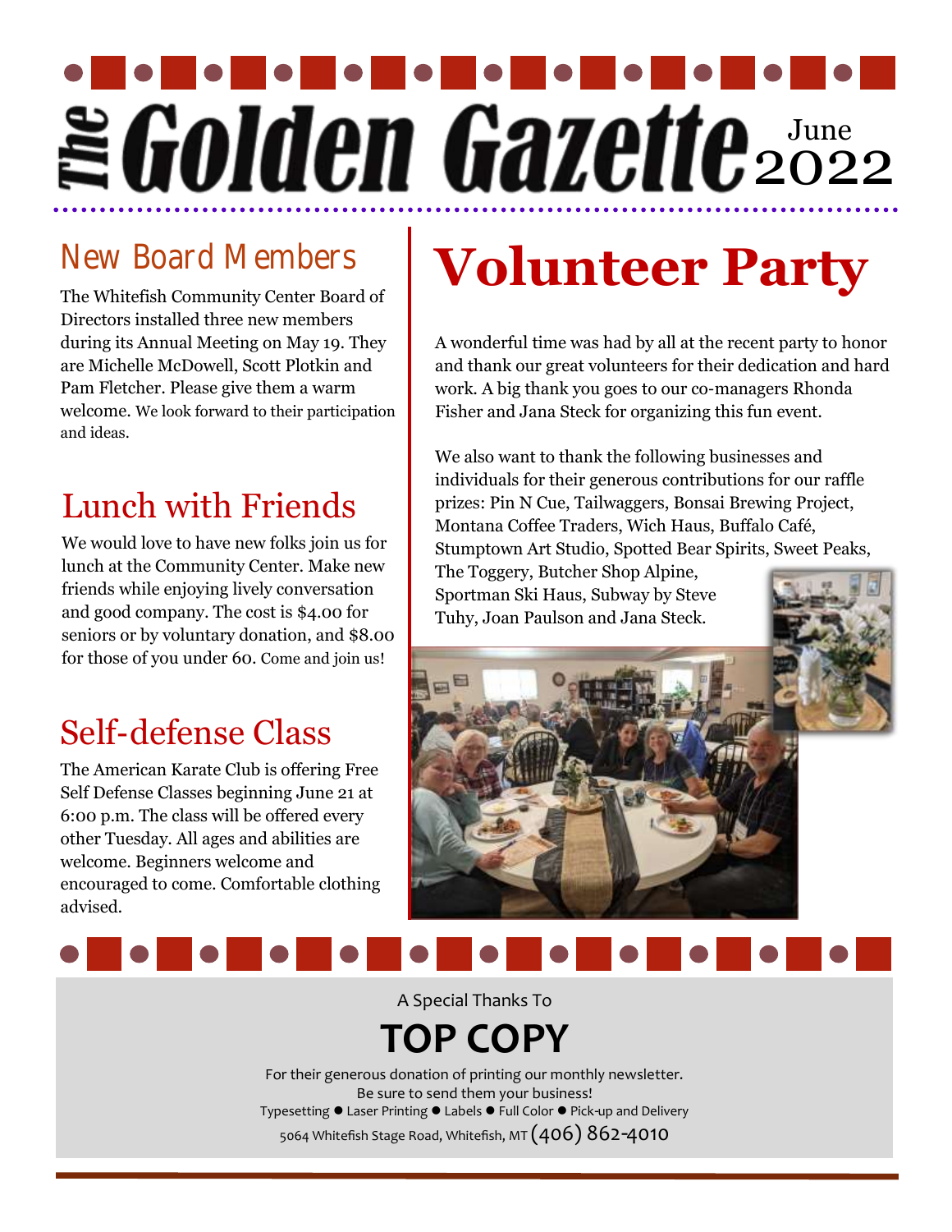# The Golden Gazette

June 2022

## New Board Members

The Whitefish Community Center Board of Directors installed three new members during its Annual Meeting on May 19. They are Michelle McDowell, Scott Plotkin and Pam Fletcher. Please give them a warm welcome. We look forward to their participation and ideas.

## Lunch with Friends

We would love to have new folks join us for lunch at the Community Center. Make new friends while enjoying lively conversation and good company. The cost is $4.00 for seniors or by voluntary donation, and $8.00 for those of you under 60. Come and join us!

## Self-defense Class

The American Karate Club is offering Free Self Defense Classes beginning June 21 at 6:00 p.m. The class will be offered every other Tuesday. All ages and abilities are welcome. Beginners welcome and encouraged to come. Comfortable clothing advised.

# Volunteer Party

A wonderful time was had by all at the recent party to honor and thank our great volunteers for their dedication and hard work. A big thank you goes to our co-managers Rhonda Fisher and Jana Steck for organizing this fun event.

We also want to thank the following businesses and individuals for their generous contributions for our raffle prizes: Pin N Cue, Tailwaggers, Bonsai Brewing Project, Montana Coffee Traders, Wich Haus, Buffalo Café, Stumptown Art Studio, Spotted Bear Spirits, Sweet Peaks, The Toggery, Butcher Shop Alpine, Sportman Ski Haus, Subway by Steve Tuhy, Joan Paulson and Jana Steck.

---

A Special Thanks To

## TOP COPY

For their generous donation of printing our monthly newsletter.
Be sure to send them your business!
Typesetting ● Laser Printing ● Labels ● Full Color ● Pick-up and Delivery
5064 Whitefish Stage Road, Whitefish, MT (406) 862-4010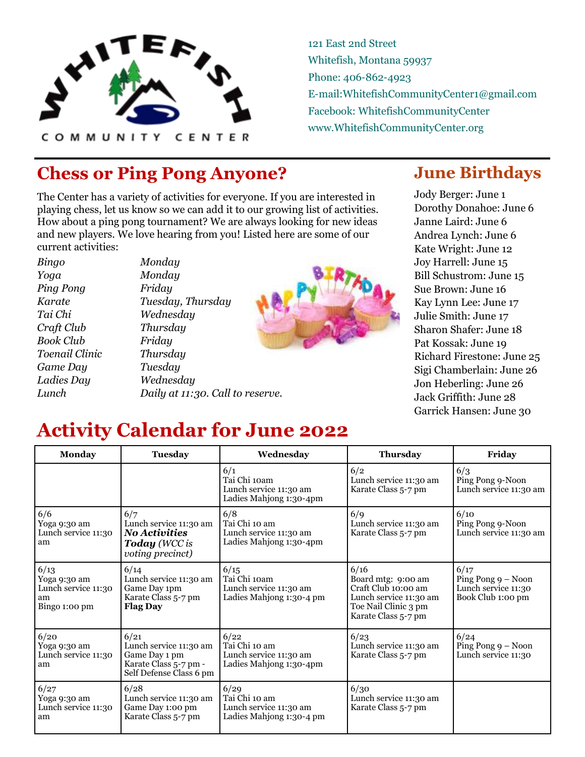WHITEFISH COMMUNITY CENTER

121 East 2nd Street
Whitefish, Montana 59937
Phone: 406-862-4923
E-mail:WhitefishCommunityCenter1@gmail.com
Facebook: WhitefishCommunityCenter
www.WhitefishCommunityCenter.org

## Chess or Ping Pong Anyone?

The Center has a variety of activities for everyone. If you are interested in playing chess, let us know so we can add it to our growing list of activities. How about a ping pong tournament? We are always looking for new ideas and new players. We love hearing from you! Listed here are some of our current activities:

| | |
|---|---|
| *Bingo* | *Monday* |
| *Yoga* | *Monday* |
| *Ping Pong* | *Friday* |
| *Karate* | *Tuesday, Thursday* |
| *Tai Chi* | *Wednesday* |
| *Craft Club* | *Thursday* |
| *Book Club* | *Friday* |
| *Toenail Clinic* | *Thursday* |
| *Game Day* | *Tuesday* |
| *Ladies Day* | *Wednesday* |
| *Lunch* | *Daily at 11:30. Call to reserve.* |

## June Birthdays

Jody Berger: June 1
Dorothy Donahoe: June 6
Janne Laird: June 6
Andrea Lynch: June 6
Kate Wright: June 12
Joy Harrell: June 15
Bill Schustrom: June 15
Sue Brown: June 16
Kay Lynn Lee: June 17
Julie Smith: June 17
Sharon Shafer: June 18
Pat Kossak: June 19
Richard Firestone: June 25
Sigi Chamberlain: June 26
Jon Heberling: June 26
Jack Griffith: June 28
Garrick Hansen: June 30

## Activity Calendar for June 2022

| Monday | Tuesday | Wednesday | Thursday | Friday |
|---|---|---|---|---|
| | | 6/1<br>Tai Chi 10am<br>Lunch service 11:30 am<br>Ladies Mahjong 1:30-4pm | 6/2<br>Lunch service 11:30 am<br>Karate Class 5-7 pm | 6/3<br>Ping Pong 9-Noon<br>Lunch service 11:30 am |
| 6/6<br>Yoga 9:30 am<br>Lunch service 11:30 am | 6/7<br>Lunch service 11:30 am<br>***No Activities Today*** *(WCC is voting precinct)* | 6/8<br>Tai Chi 10 am<br>Lunch service 11:30 am<br>Ladies Mahjong 1:30-4pm | 6/9<br>Lunch service 11:30 am<br>Karate Class 5-7 pm | 6/10<br>Ping Pong 9-Noon<br>Lunch service 11:30 am |
| 6/13<br>Yoga 9:30 am<br>Lunch service 11:30 am<br>Bingo 1:00 pm | 6/14<br>Lunch service 11:30 am<br>Game Day 1pm<br>Karate Class 5-7 pm<br>**Flag Day** | 6/15<br>Tai Chi 10am<br>Lunch service 11:30 am<br>Ladies Mahjong 1:30-4 pm | 6/16<br>Board mtg: 9:00 am<br>Craft Club 10:00 am<br>Lunch service 11:30 am<br>Toe Nail Clinic 3 pm<br>Karate Class 5-7 pm | 6/17<br>Ping Pong 9 – Noon<br>Lunch service 11:30<br>Book Club 1:00 pm |
| 6/20<br>Yoga 9:30 am<br>Lunch service 11:30 am | 6/21<br>Lunch service 11:30 am<br>Game Day 1 pm<br>Karate Class 5-7 pm - Self Defense Class 6 pm | 6/22<br>Tai Chi 10 am<br>Lunch service 11:30 am<br>Ladies Mahjong 1:30-4pm | 6/23<br>Lunch service 11:30 am<br>Karate Class 5-7 pm | 6/24<br>Ping Pong 9 – Noon<br>Lunch service 11:30 |
| 6/27<br>Yoga 9:30 am<br>Lunch service 11:30 am | 6/28<br>Lunch service 11:30 am<br>Game Day 1:00 pm<br>Karate Class 5-7 pm | 6/29<br>Tai Chi 10 am<br>Lunch service 11:30 am<br>Ladies Mahjong 1:30-4 pm | 6/30<br>Lunch service 11:30 am<br>Karate Class 5-7 pm | |